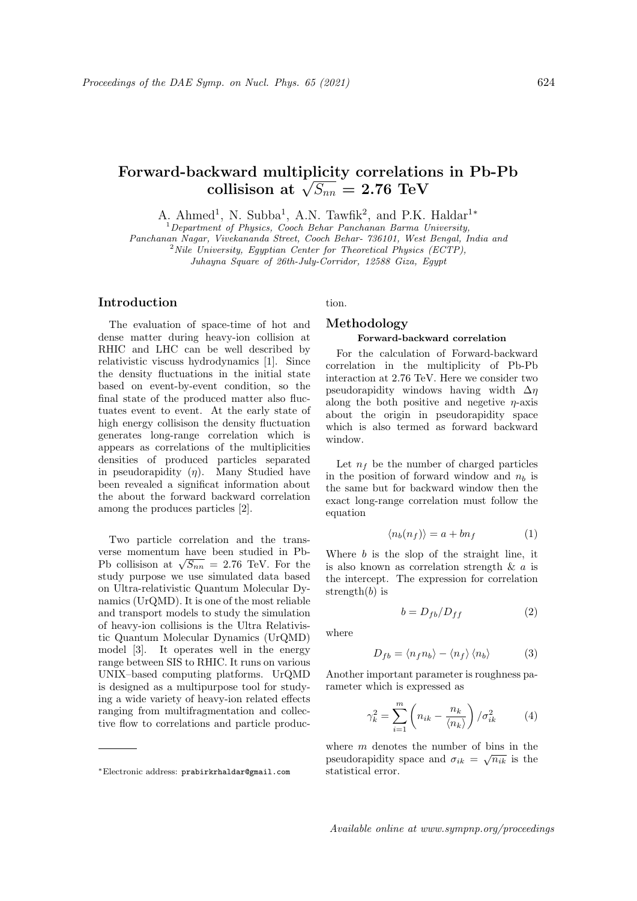# Forward-backward multiplicity correlations in Pb-Pb collisison at $\sqrt{S_{nn}} = 2.76$ TeV

A. Ahmed[1], N. Subba[1], A.N. Tawfik[2], and P.K. Haldar[1*]

[1] *Department of Physics, Cooch Behar Panchanan Barma University, Panchanan Nagar, Vivekananda Street, Cooch Behar- 736101, West Bengal, India and*

[2] *Nile University, Egyptian Center for Theoretical Physics (ECTP), Juhayna Square of 26th-July-Corridor, 12588 Giza, Egypt*

## Introduction

The evaluation of space-time of hot and dense matter during heavy-ion collision at RHIC and LHC can be well described by relativistic viscuss hydrodynamics [1]. Since the density fluctuations in the initial state based on event-by-event condition, so the final state of the produced matter also fluctuates event to event. At the early state of high energy collisison the density fluctuation generates long-range correlation which is appears as correlations of the multiplicities densities of produced particles separated in pseudorapidity ($\eta$). Many Studied have been revealed a significat information about the about the forward backward correlation among the produces particles [2].

Two particle correlation and the transverse momentum have been studied in Pb-Pb collisison at $\sqrt{S_{nn}} = 2.76$ TeV. For the study purpose we use simulated data based on Ultra-relativistic Quantum Molecular Dynamics (UrQMD). It is one of the most reliable and transport models to study the simulation of heavy-ion collisions is the Ultra Relativistic Quantum Molecular Dynamics (UrQMD) model [3]. It operates well in the energy range between SIS to RHIC. It runs on various UNIX–based computing platforms. UrQMD is designed as a multipurpose tool for studying a wide variety of heavy-ion related effects ranging from multifragmentation and collective flow to correlations and particle production.

## Methodology

### Forward-backward correlation

For the calculation of Forward-backward correlation in the multiplicity of Pb-Pb interaction at 2.76 TeV. Here we consider two pseudorapidity windows having width $\Delta\eta$ along the both positive and negetive $\eta$-axis about the origin in pseudorapidity space which is also termed as forward backward window.

Let $n_f$ be the number of charged particles in the position of forward window and $n_b$ is the same but for backward window then the exact long-range correlation must follow the equation

$$\langle n_b(n_f) \rangle = a + bn_f \qquad (1)$$

Where $b$ is the slop of the straight line, it is also known as correlation strength & $a$ is the intercept. The expression for correlation strength($b$) is

$$b = D_{fb}/D_{ff} \qquad (2)$$

where

$$D_{fb} = \langle n_f n_b \rangle - \langle n_f \rangle \langle n_b \rangle \qquad (3)$$

Another important parameter is roughness parameter which is expressed as

$$\gamma_k^2 = \sum_{i=1}^{m} \left( n_{ik} - \frac{n_k}{\langle n_k \rangle} \right) / \sigma_{ik}^2 \qquad (4)$$

where $m$ denotes the number of bins in the pseudorapidity space and $\sigma_{ik} = \sqrt{n_{ik}}$ is the statistical error.

---

*Electronic address: prabirkrhaldar@gmail.com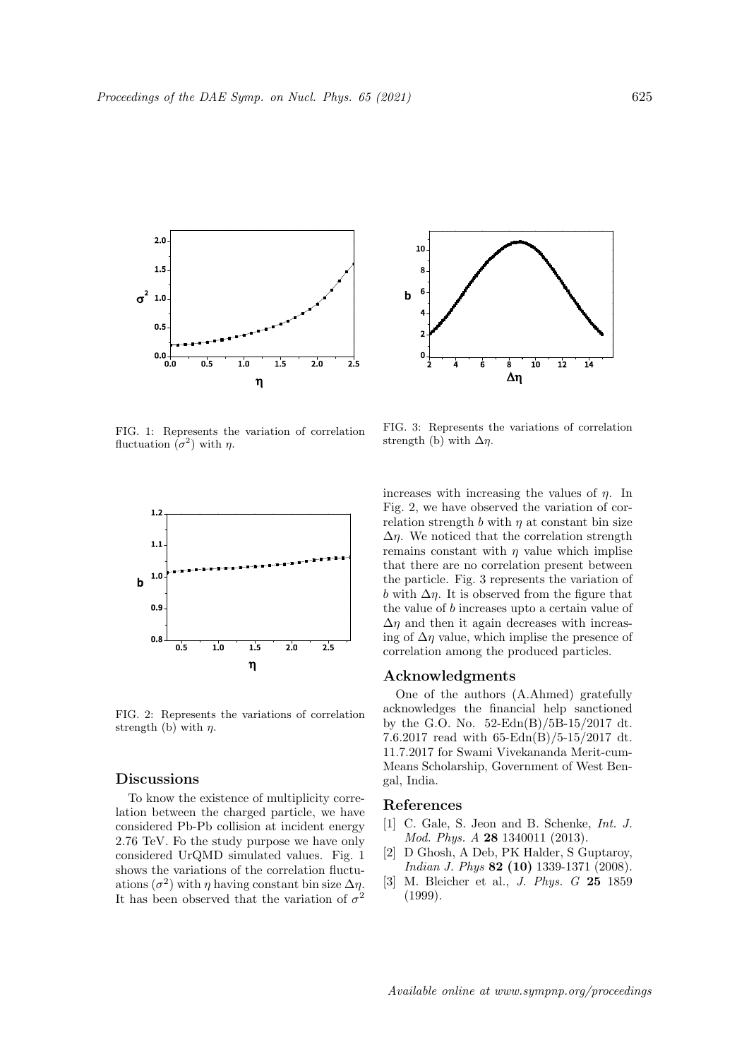2.0
1.5
$\sigma^2$ 1.0
0.5
0.0
0.0 0.5 1.0 1.5 2.0 2.5
$\eta$

FIG. 1: Represents the variation of correlation fluctuation ($\sigma^2$) with $\eta$.

10
8
b 6
4
2
0
2 4 6 8 10 12 14
$\Delta\eta$

FIG. 3: Represents the variations of correlation strength (b) with $\Delta\eta$.

1.2
1.1
b 1.0
0.9
0.8
0.5 1.0 1.5 2.0 2.5
$\eta$

FIG. 2: Represents the variations of correlation strength (b) with $\eta$.

## Discussions

To know the existence of multiplicity correlation between the charged particle, we have considered Pb-Pb collision at incident energy 2.76 TeV. Fo the study purpose we have only considered UrQMD simulated values. Fig. 1 shows the variations of the correlation fluctuations ($\sigma^2$) with $\eta$ having constant bin size $\Delta\eta$. It has been observed that the variation of $\sigma^2$ increases with increasing the values of $\eta$. In Fig. 2, we have observed the variation of correlation strength $b$ with $\eta$ at constant bin size $\Delta\eta$. We noticed that the correlation strength remains constant with $\eta$ value which implise that there are no correlation present between the particle. Fig. 3 represents the variation of $b$ with $\Delta\eta$. It is observed from the figure that the value of $b$ increases upto a certain value of $\Delta\eta$ and then it again decreases with increasing of $\Delta\eta$ value, which implise the presence of correlation among the produced particles.

## Acknowledgments

One of the authors (A.Ahmed) gratefully acknowledges the financial help sanctioned by the G.O. No. 52-Edn(B)/5B-15/2017 dt. 7.6.2017 read with 65-Edn(B)/5-15/2017 dt. 11.7.2017 for Swami Vivekananda Merit-cum-Means Scholarship, Government of West Bengal, India.

## References

[1] C. Gale, S. Jeon and B. Schenke, *Int. J. Mod. Phys. A* **28** 1340011 (2013).

[2] D Ghosh, A Deb, PK Halder, S Guptaroy, *Indian J. Phys* **82 (10)** 1339-1371 (2008).

[3] M. Bleicher et al., *J. Phys. G* **25** 1859 (1999).